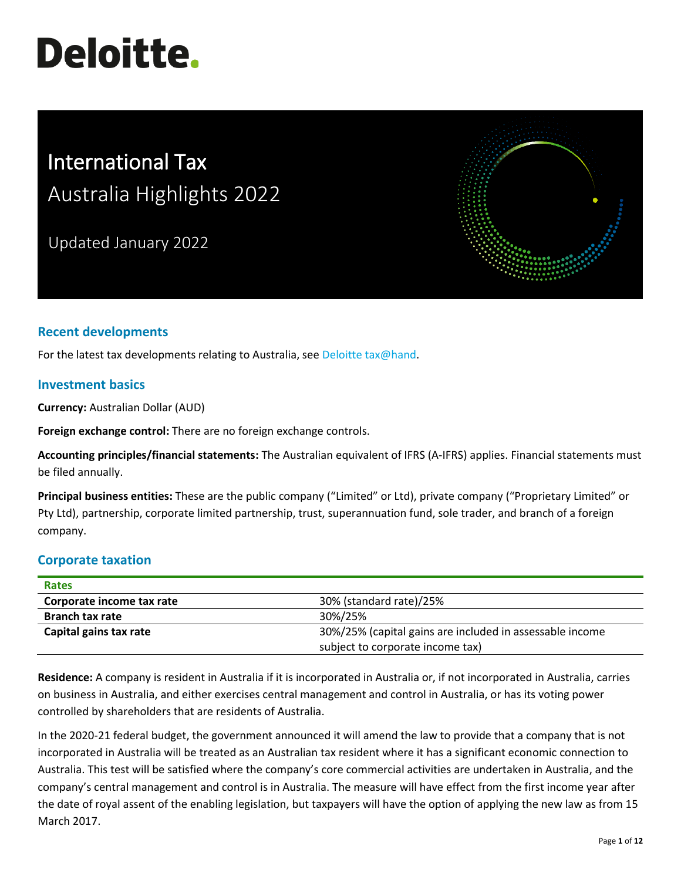# Deloitte.

# International Tax

## Australia Highlights 2022

Updated January 2022

## Recent developments

For the latest tax developments relating to Australia, see Deloitte tax@hand.

## Investment basics

**Currency:** Australian Dollar (AUD)

**Foreign exchange control:** There are no foreign exchange controls.

**Accounting principles/financial statements:** The Australian equivalent of IFRS (A-IFRS) applies. Financial statements must be filed annually.

**Principal business entities:** These are the public company ("Limited" or Ltd), private company ("Proprietary Limited" or Pty Ltd), partnership, corporate limited partnership, trust, superannuation fund, sole trader, and branch of a foreign company.

## Corporate taxation

| Rates | |
|---|---|
| **Corporate income tax rate** | 30% (standard rate)/25% |
| **Branch tax rate** | 30%/25% |
| **Capital gains tax rate** | 30%/25% (capital gains are included in assessable income subject to corporate income tax) |

**Residence:** A company is resident in Australia if it is incorporated in Australia or, if not incorporated in Australia, carries on business in Australia, and either exercises central management and control in Australia, or has its voting power controlled by shareholders that are residents of Australia.

In the 2020-21 federal budget, the government announced it will amend the law to provide that a company that is not incorporated in Australia will be treated as an Australian tax resident where it has a significant economic connection to Australia. This test will be satisfied where the company's core commercial activities are undertaken in Australia, and the company's central management and control is in Australia. The measure will have effect from the first income year after the date of royal assent of the enabling legislation, but taxpayers will have the option of applying the new law as from 15 March 2017.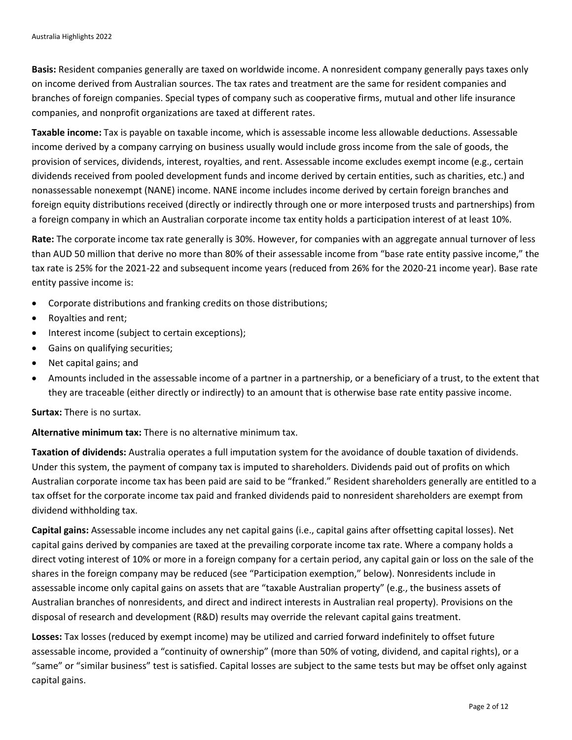**Basis:** Resident companies generally are taxed on worldwide income. A nonresident company generally pays taxes only on income derived from Australian sources. The tax rates and treatment are the same for resident companies and branches of foreign companies. Special types of company such as cooperative firms, mutual and other life insurance companies, and nonprofit organizations are taxed at different rates.

**Taxable income:** Tax is payable on taxable income, which is assessable income less allowable deductions. Assessable income derived by a company carrying on business usually would include gross income from the sale of goods, the provision of services, dividends, interest, royalties, and rent. Assessable income excludes exempt income (e.g., certain dividends received from pooled development funds and income derived by certain entities, such as charities, etc.) and nonassessable nonexempt (NANE) income. NANE income includes income derived by certain foreign branches and foreign equity distributions received (directly or indirectly through one or more interposed trusts and partnerships) from a foreign company in which an Australian corporate income tax entity holds a participation interest of at least 10%.

**Rate:** The corporate income tax rate generally is 30%. However, for companies with an aggregate annual turnover of less than AUD 50 million that derive no more than 80% of their assessable income from "base rate entity passive income," the tax rate is 25% for the 2021-22 and subsequent income years (reduced from 26% for the 2020-21 income year). Base rate entity passive income is:

- Corporate distributions and franking credits on those distributions;
- Royalties and rent;
- Interest income (subject to certain exceptions);
- Gains on qualifying securities;
- Net capital gains; and
- Amounts included in the assessable income of a partner in a partnership, or a beneficiary of a trust, to the extent that they are traceable (either directly or indirectly) to an amount that is otherwise base rate entity passive income.

**Surtax:** There is no surtax.

**Alternative minimum tax:** There is no alternative minimum tax.

**Taxation of dividends:** Australia operates a full imputation system for the avoidance of double taxation of dividends. Under this system, the payment of company tax is imputed to shareholders. Dividends paid out of profits on which Australian corporate income tax has been paid are said to be "franked." Resident shareholders generally are entitled to a tax offset for the corporate income tax paid and franked dividends paid to nonresident shareholders are exempt from dividend withholding tax.

**Capital gains:** Assessable income includes any net capital gains (i.e., capital gains after offsetting capital losses). Net capital gains derived by companies are taxed at the prevailing corporate income tax rate. Where a company holds a direct voting interest of 10% or more in a foreign company for a certain period, any capital gain or loss on the sale of the shares in the foreign company may be reduced (see "Participation exemption," below). Nonresidents include in assessable income only capital gains on assets that are "taxable Australian property" (e.g., the business assets of Australian branches of nonresidents, and direct and indirect interests in Australian real property). Provisions on the disposal of research and development (R&D) results may override the relevant capital gains treatment.

**Losses:** Tax losses (reduced by exempt income) may be utilized and carried forward indefinitely to offset future assessable income, provided a "continuity of ownership" (more than 50% of voting, dividend, and capital rights), or a "same" or "similar business" test is satisfied. Capital losses are subject to the same tests but may be offset only against capital gains.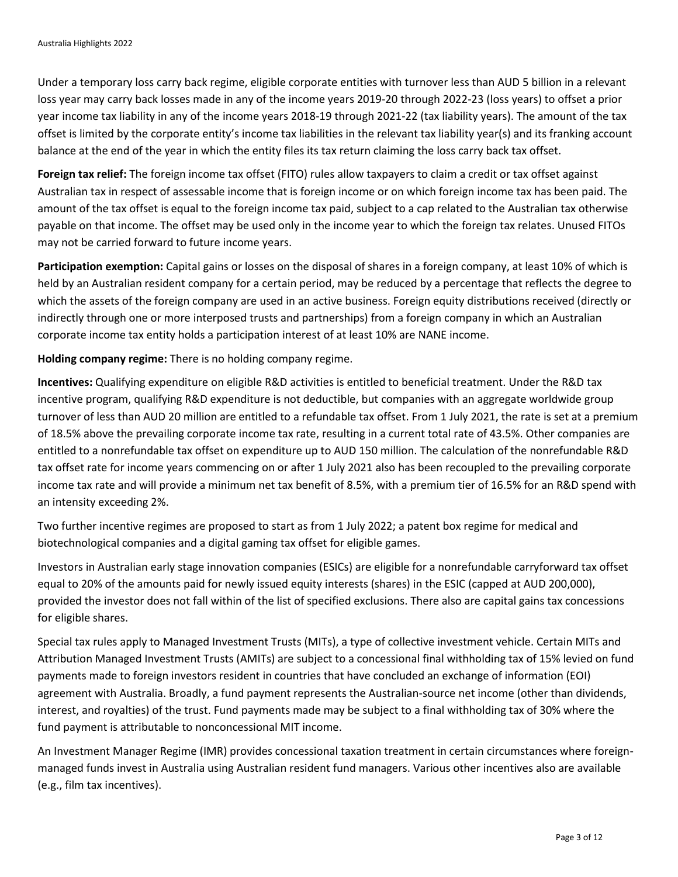Under a temporary loss carry back regime, eligible corporate entities with turnover less than AUD 5 billion in a relevant loss year may carry back losses made in any of the income years 2019-20 through 2022-23 (loss years) to offset a prior year income tax liability in any of the income years 2018-19 through 2021-22 (tax liability years). The amount of the tax offset is limited by the corporate entity's income tax liabilities in the relevant tax liability year(s) and its franking account balance at the end of the year in which the entity files its tax return claiming the loss carry back tax offset.

**Foreign tax relief:** The foreign income tax offset (FITO) rules allow taxpayers to claim a credit or tax offset against Australian tax in respect of assessable income that is foreign income or on which foreign income tax has been paid. The amount of the tax offset is equal to the foreign income tax paid, subject to a cap related to the Australian tax otherwise payable on that income. The offset may be used only in the income year to which the foreign tax relates. Unused FITOs may not be carried forward to future income years.

**Participation exemption:** Capital gains or losses on the disposal of shares in a foreign company, at least 10% of which is held by an Australian resident company for a certain period, may be reduced by a percentage that reflects the degree to which the assets of the foreign company are used in an active business. Foreign equity distributions received (directly or indirectly through one or more interposed trusts and partnerships) from a foreign company in which an Australian corporate income tax entity holds a participation interest of at least 10% are NANE income.

**Holding company regime:** There is no holding company regime.

**Incentives:** Qualifying expenditure on eligible R&D activities is entitled to beneficial treatment. Under the R&D tax incentive program, qualifying R&D expenditure is not deductible, but companies with an aggregate worldwide group turnover of less than AUD 20 million are entitled to a refundable tax offset. From 1 July 2021, the rate is set at a premium of 18.5% above the prevailing corporate income tax rate, resulting in a current total rate of 43.5%. Other companies are entitled to a nonrefundable tax offset on expenditure up to AUD 150 million. The calculation of the nonrefundable R&D tax offset rate for income years commencing on or after 1 July 2021 also has been recoupled to the prevailing corporate income tax rate and will provide a minimum net tax benefit of 8.5%, with a premium tier of 16.5% for an R&D spend with an intensity exceeding 2%.

Two further incentive regimes are proposed to start as from 1 July 2022; a patent box regime for medical and biotechnological companies and a digital gaming tax offset for eligible games.

Investors in Australian early stage innovation companies (ESICs) are eligible for a nonrefundable carryforward tax offset equal to 20% of the amounts paid for newly issued equity interests (shares) in the ESIC (capped at AUD 200,000), provided the investor does not fall within of the list of specified exclusions. There also are capital gains tax concessions for eligible shares.

Special tax rules apply to Managed Investment Trusts (MITs), a type of collective investment vehicle. Certain MITs and Attribution Managed Investment Trusts (AMITs) are subject to a concessional final withholding tax of 15% levied on fund payments made to foreign investors resident in countries that have concluded an exchange of information (EOI) agreement with Australia. Broadly, a fund payment represents the Australian-source net income (other than dividends, interest, and royalties) of the trust. Fund payments made may be subject to a final withholding tax of 30% where the fund payment is attributable to nonconcessional MIT income.

An Investment Manager Regime (IMR) provides concessional taxation treatment in certain circumstances where foreign-managed funds invest in Australia using Australian resident fund managers. Various other incentives also are available (e.g., film tax incentives).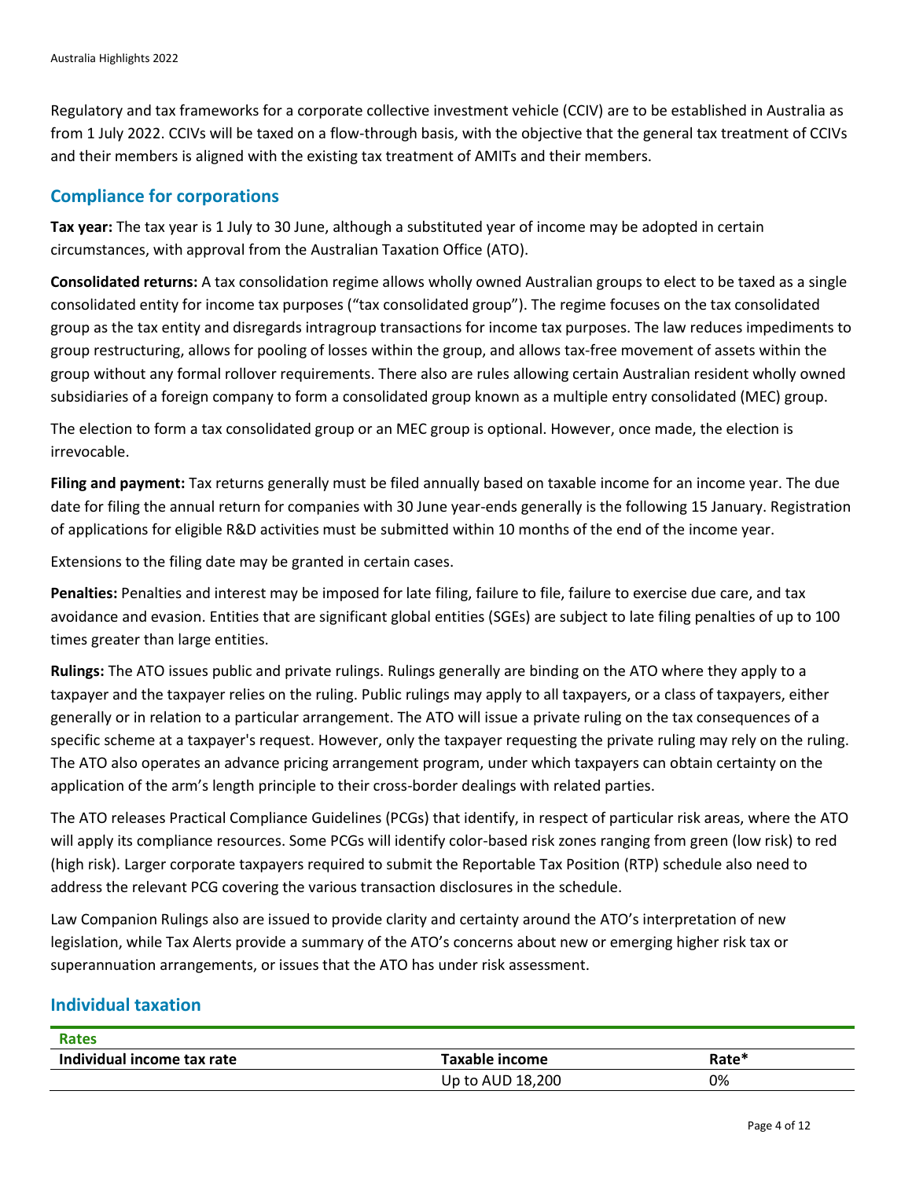Regulatory and tax frameworks for a corporate collective investment vehicle (CCIV) are to be established in Australia as from 1 July 2022. CCIVs will be taxed on a flow-through basis, with the objective that the general tax treatment of CCIVs and their members is aligned with the existing tax treatment of AMITs and their members.

## Compliance for corporations

**Tax year:** The tax year is 1 July to 30 June, although a substituted year of income may be adopted in certain circumstances, with approval from the Australian Taxation Office (ATO).

**Consolidated returns:** A tax consolidation regime allows wholly owned Australian groups to elect to be taxed as a single consolidated entity for income tax purposes ("tax consolidated group"). The regime focuses on the tax consolidated group as the tax entity and disregards intragroup transactions for income tax purposes. The law reduces impediments to group restructuring, allows for pooling of losses within the group, and allows tax-free movement of assets within the group without any formal rollover requirements. There also are rules allowing certain Australian resident wholly owned subsidiaries of a foreign company to form a consolidated group known as a multiple entry consolidated (MEC) group.

The election to form a tax consolidated group or an MEC group is optional. However, once made, the election is irrevocable.

**Filing and payment:** Tax returns generally must be filed annually based on taxable income for an income year. The due date for filing the annual return for companies with 30 June year-ends generally is the following 15 January. Registration of applications for eligible R&D activities must be submitted within 10 months of the end of the income year.

Extensions to the filing date may be granted in certain cases.

**Penalties:** Penalties and interest may be imposed for late filing, failure to file, failure to exercise due care, and tax avoidance and evasion. Entities that are significant global entities (SGEs) are subject to late filing penalties of up to 100 times greater than large entities.

**Rulings:** The ATO issues public and private rulings. Rulings generally are binding on the ATO where they apply to a taxpayer and the taxpayer relies on the ruling. Public rulings may apply to all taxpayers, or a class of taxpayers, either generally or in relation to a particular arrangement. The ATO will issue a private ruling on the tax consequences of a specific scheme at a taxpayer's request. However, only the taxpayer requesting the private ruling may rely on the ruling. The ATO also operates an advance pricing arrangement program, under which taxpayers can obtain certainty on the application of the arm's length principle to their cross-border dealings with related parties.

The ATO releases Practical Compliance Guidelines (PCGs) that identify, in respect of particular risk areas, where the ATO will apply its compliance resources. Some PCGs will identify color-based risk zones ranging from green (low risk) to red (high risk). Larger corporate taxpayers required to submit the Reportable Tax Position (RTP) schedule also need to address the relevant PCG covering the various transaction disclosures in the schedule.

Law Companion Rulings also are issued to provide clarity and certainty around the ATO's interpretation of new legislation, while Tax Alerts provide a summary of the ATO's concerns about new or emerging higher risk tax or superannuation arrangements, or issues that the ATO has under risk assessment.

## Individual taxation

| Rates | | |
|---|---|---|
| **Individual income tax rate** | **Taxable income** | **Rate*** |
| | Up to AUD 18,200 | 0% |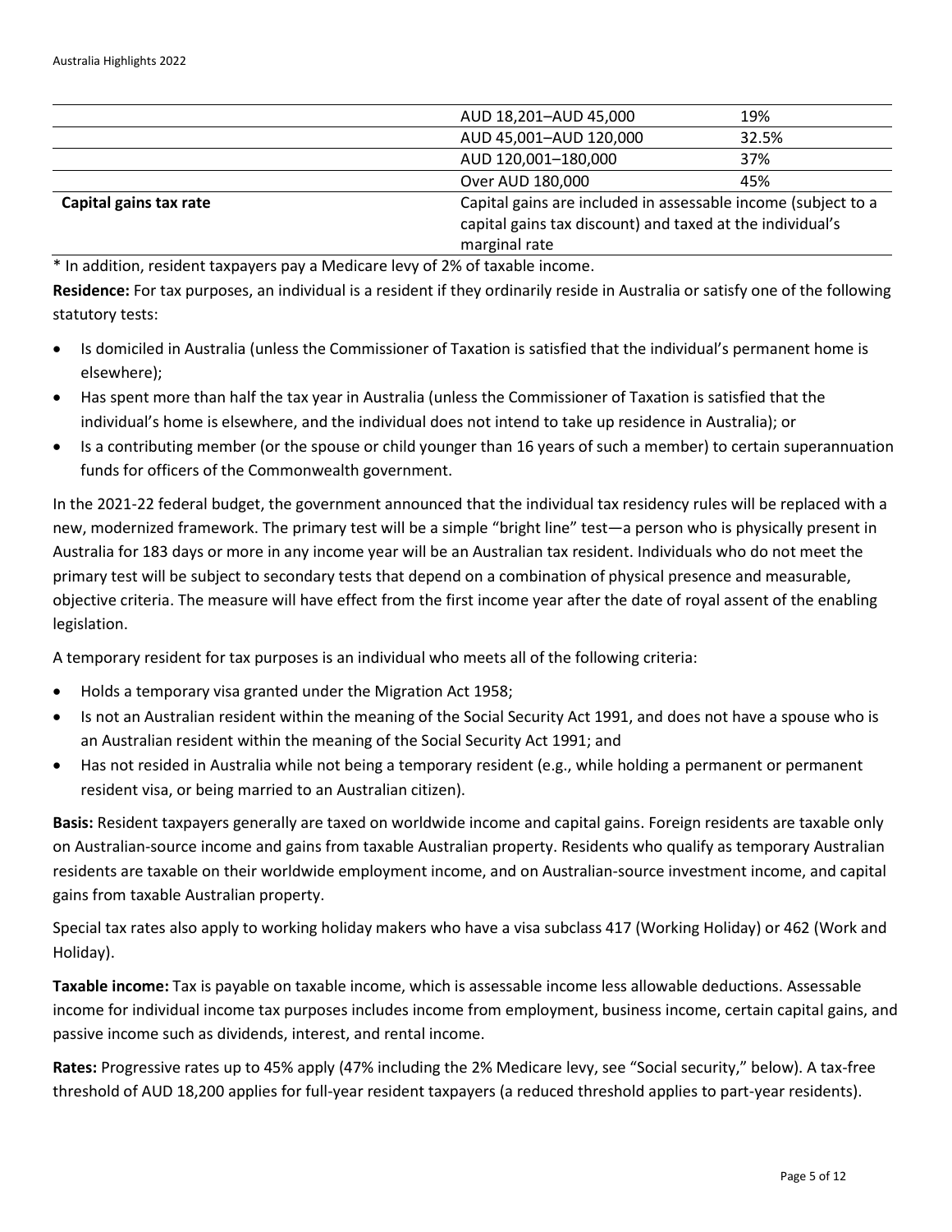| | | |
|---|---|---|
| | AUD 18,201–AUD 45,000 | 19% |
| | AUD 45,001–AUD 120,000 | 32.5% |
| | AUD 120,001–180,000 | 37% |
| | Over AUD 180,000 | 45% |
| **Capital gains tax rate** | Capital gains are included in assessable income (subject to a capital gains tax discount) and taxed at the individual's marginal rate | |

* In addition, resident taxpayers pay a Medicare levy of 2% of taxable income.

**Residence:** For tax purposes, an individual is a resident if they ordinarily reside in Australia or satisfy one of the following statutory tests:

- Is domiciled in Australia (unless the Commissioner of Taxation is satisfied that the individual's permanent home is elsewhere);
- Has spent more than half the tax year in Australia (unless the Commissioner of Taxation is satisfied that the individual's home is elsewhere, and the individual does not intend to take up residence in Australia); or
- Is a contributing member (or the spouse or child younger than 16 years of such a member) to certain superannuation funds for officers of the Commonwealth government.

In the 2021-22 federal budget, the government announced that the individual tax residency rules will be replaced with a new, modernized framework. The primary test will be a simple "bright line" test—a person who is physically present in Australia for 183 days or more in any income year will be an Australian tax resident. Individuals who do not meet the primary test will be subject to secondary tests that depend on a combination of physical presence and measurable, objective criteria. The measure will have effect from the first income year after the date of royal assent of the enabling legislation.

A temporary resident for tax purposes is an individual who meets all of the following criteria:

- Holds a temporary visa granted under the Migration Act 1958;
- Is not an Australian resident within the meaning of the Social Security Act 1991, and does not have a spouse who is an Australian resident within the meaning of the Social Security Act 1991; and
- Has not resided in Australia while not being a temporary resident (e.g., while holding a permanent or permanent resident visa, or being married to an Australian citizen).

**Basis:** Resident taxpayers generally are taxed on worldwide income and capital gains. Foreign residents are taxable only on Australian-source income and gains from taxable Australian property. Residents who qualify as temporary Australian residents are taxable on their worldwide employment income, and on Australian-source investment income, and capital gains from taxable Australian property.

Special tax rates also apply to working holiday makers who have a visa subclass 417 (Working Holiday) or 462 (Work and Holiday).

**Taxable income:** Tax is payable on taxable income, which is assessable income less allowable deductions. Assessable income for individual income tax purposes includes income from employment, business income, certain capital gains, and passive income such as dividends, interest, and rental income.

**Rates:** Progressive rates up to 45% apply (47% including the 2% Medicare levy, see "Social security," below). A tax-free threshold of AUD 18,200 applies for full-year resident taxpayers (a reduced threshold applies to part-year residents).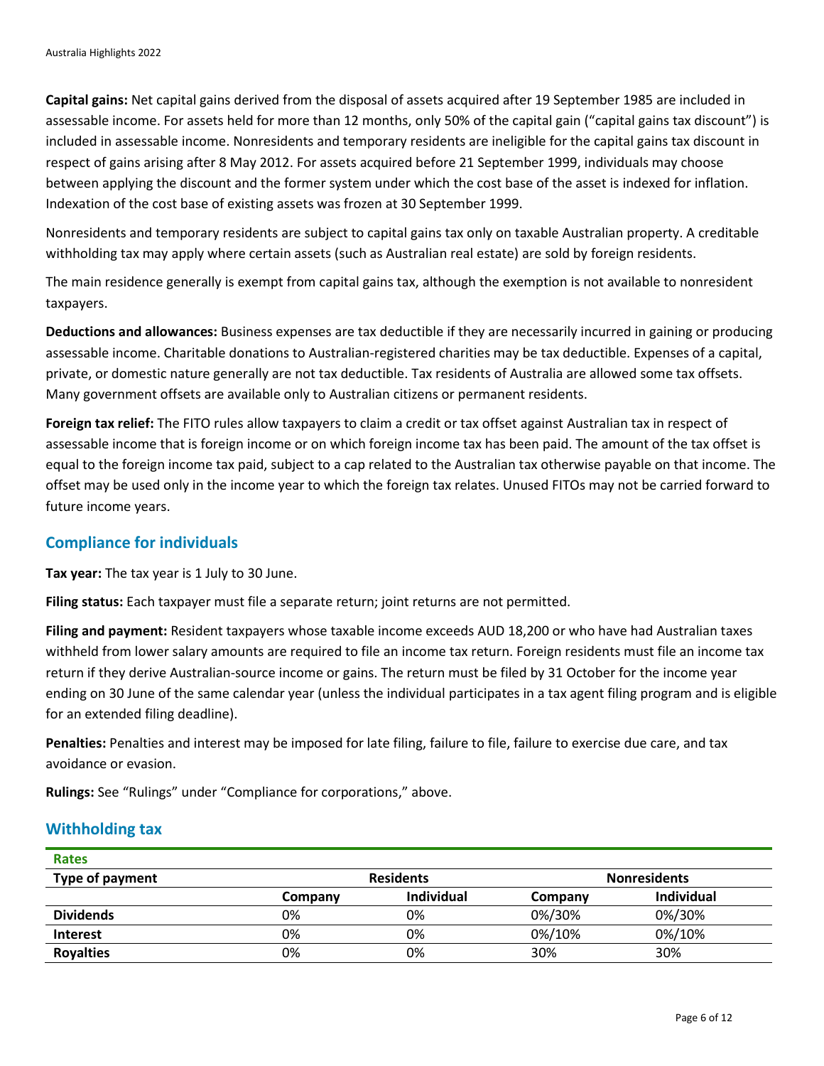**Capital gains:** Net capital gains derived from the disposal of assets acquired after 19 September 1985 are included in assessable income. For assets held for more than 12 months, only 50% of the capital gain ("capital gains tax discount") is included in assessable income. Nonresidents and temporary residents are ineligible for the capital gains tax discount in respect of gains arising after 8 May 2012. For assets acquired before 21 September 1999, individuals may choose between applying the discount and the former system under which the cost base of the asset is indexed for inflation. Indexation of the cost base of existing assets was frozen at 30 September 1999.

Nonresidents and temporary residents are subject to capital gains tax only on taxable Australian property. A creditable withholding tax may apply where certain assets (such as Australian real estate) are sold by foreign residents.

The main residence generally is exempt from capital gains tax, although the exemption is not available to nonresident taxpayers.

**Deductions and allowances:** Business expenses are tax deductible if they are necessarily incurred in gaining or producing assessable income. Charitable donations to Australian-registered charities may be tax deductible. Expenses of a capital, private, or domestic nature generally are not tax deductible. Tax residents of Australia are allowed some tax offsets. Many government offsets are available only to Australian citizens or permanent residents.

**Foreign tax relief:** The FITO rules allow taxpayers to claim a credit or tax offset against Australian tax in respect of assessable income that is foreign income or on which foreign income tax has been paid. The amount of the tax offset is equal to the foreign income tax paid, subject to a cap related to the Australian tax otherwise payable on that income. The offset may be used only in the income year to which the foreign tax relates. Unused FITOs may not be carried forward to future income years.

## Compliance for individuals

**Tax year:** The tax year is 1 July to 30 June.

**Filing status:** Each taxpayer must file a separate return; joint returns are not permitted.

**Filing and payment:** Resident taxpayers whose taxable income exceeds AUD 18,200 or who have had Australian taxes withheld from lower salary amounts are required to file an income tax return. Foreign residents must file an income tax return if they derive Australian-source income or gains. The return must be filed by 31 October for the income year ending on 30 June of the same calendar year (unless the individual participates in a tax agent filing program and is eligible for an extended filing deadline).

**Penalties:** Penalties and interest may be imposed for late filing, failure to file, failure to exercise due care, and tax avoidance or evasion.

**Rulings:** See "Rulings" under "Compliance for corporations," above.

## Withholding tax

| Rates | | | | |
|---|---|---|---|---|
| **Type of payment** | **Residents** | | **Nonresidents** | |
| | **Company** | **Individual** | **Company** | **Individual** |
| **Dividends** | 0% | 0% | 0%/30% | 0%/30% |
| **Interest** | 0% | 0% | 0%/10% | 0%/10% |
| **Royalties** | 0% | 0% | 30% | 30% |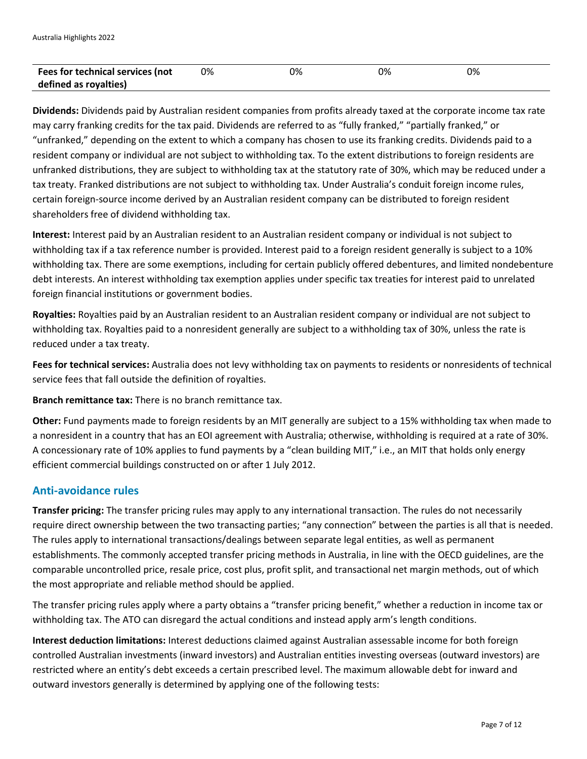| Fees for technical services (not defined as royalties) | 0% | 0% | 0% | 0% |
|---|---|---|---|---|

**Dividends:** Dividends paid by Australian resident companies from profits already taxed at the corporate income tax rate may carry franking credits for the tax paid. Dividends are referred to as "fully franked," "partially franked," or "unfranked," depending on the extent to which a company has chosen to use its franking credits. Dividends paid to a resident company or individual are not subject to withholding tax. To the extent distributions to foreign residents are unfranked distributions, they are subject to withholding tax at the statutory rate of 30%, which may be reduced under a tax treaty. Franked distributions are not subject to withholding tax. Under Australia's conduit foreign income rules, certain foreign-source income derived by an Australian resident company can be distributed to foreign resident shareholders free of dividend withholding tax.

**Interest:** Interest paid by an Australian resident to an Australian resident company or individual is not subject to withholding tax if a tax reference number is provided. Interest paid to a foreign resident generally is subject to a 10% withholding tax. There are some exemptions, including for certain publicly offered debentures, and limited nondebenture debt interests. An interest withholding tax exemption applies under specific tax treaties for interest paid to unrelated foreign financial institutions or government bodies.

**Royalties:** Royalties paid by an Australian resident to an Australian resident company or individual are not subject to withholding tax. Royalties paid to a nonresident generally are subject to a withholding tax of 30%, unless the rate is reduced under a tax treaty.

**Fees for technical services:** Australia does not levy withholding tax on payments to residents or nonresidents of technical service fees that fall outside the definition of royalties.

**Branch remittance tax:** There is no branch remittance tax.

**Other:** Fund payments made to foreign residents by an MIT generally are subject to a 15% withholding tax when made to a nonresident in a country that has an EOI agreement with Australia; otherwise, withholding is required at a rate of 30%. A concessionary rate of 10% applies to fund payments by a "clean building MIT," i.e., an MIT that holds only energy efficient commercial buildings constructed on or after 1 July 2012.

## Anti-avoidance rules

**Transfer pricing:** The transfer pricing rules may apply to any international transaction. The rules do not necessarily require direct ownership between the two transacting parties; "any connection" between the parties is all that is needed. The rules apply to international transactions/dealings between separate legal entities, as well as permanent establishments. The commonly accepted transfer pricing methods in Australia, in line with the OECD guidelines, are the comparable uncontrolled price, resale price, cost plus, profit split, and transactional net margin methods, out of which the most appropriate and reliable method should be applied.

The transfer pricing rules apply where a party obtains a "transfer pricing benefit," whether a reduction in income tax or withholding tax. The ATO can disregard the actual conditions and instead apply arm's length conditions.

**Interest deduction limitations:** Interest deductions claimed against Australian assessable income for both foreign controlled Australian investments (inward investors) and Australian entities investing overseas (outward investors) are restricted where an entity's debt exceeds a certain prescribed level. The maximum allowable debt for inward and outward investors generally is determined by applying one of the following tests: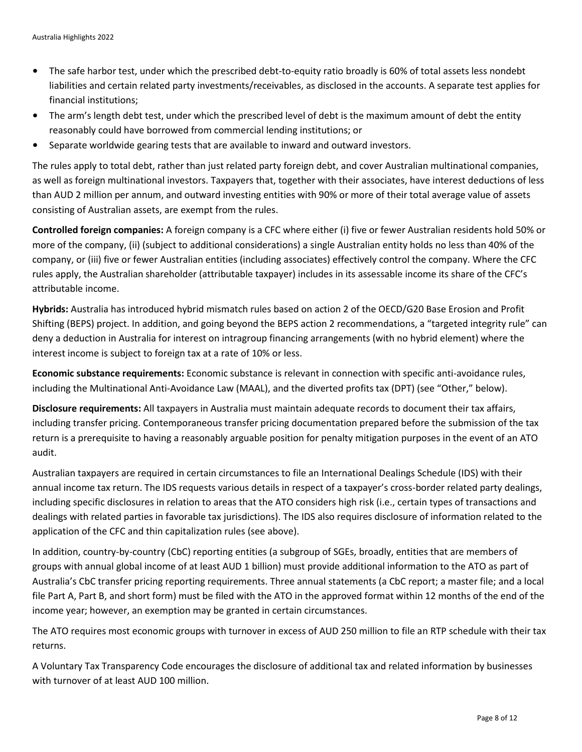- The safe harbor test, under which the prescribed debt-to-equity ratio broadly is 60% of total assets less nondebt liabilities and certain related party investments/receivables, as disclosed in the accounts. A separate test applies for financial institutions;
- The arm's length debt test, under which the prescribed level of debt is the maximum amount of debt the entity reasonably could have borrowed from commercial lending institutions; or
- Separate worldwide gearing tests that are available to inward and outward investors.

The rules apply to total debt, rather than just related party foreign debt, and cover Australian multinational companies, as well as foreign multinational investors. Taxpayers that, together with their associates, have interest deductions of less than AUD 2 million per annum, and outward investing entities with 90% or more of their total average value of assets consisting of Australian assets, are exempt from the rules.

**Controlled foreign companies:** A foreign company is a CFC where either (i) five or fewer Australian residents hold 50% or more of the company, (ii) (subject to additional considerations) a single Australian entity holds no less than 40% of the company, or (iii) five or fewer Australian entities (including associates) effectively control the company. Where the CFC rules apply, the Australian shareholder (attributable taxpayer) includes in its assessable income its share of the CFC's attributable income.

**Hybrids:** Australia has introduced hybrid mismatch rules based on action 2 of the OECD/G20 Base Erosion and Profit Shifting (BEPS) project. In addition, and going beyond the BEPS action 2 recommendations, a "targeted integrity rule" can deny a deduction in Australia for interest on intragroup financing arrangements (with no hybrid element) where the interest income is subject to foreign tax at a rate of 10% or less.

**Economic substance requirements:** Economic substance is relevant in connection with specific anti-avoidance rules, including the Multinational Anti-Avoidance Law (MAAL), and the diverted profits tax (DPT) (see "Other," below).

**Disclosure requirements:** All taxpayers in Australia must maintain adequate records to document their tax affairs, including transfer pricing. Contemporaneous transfer pricing documentation prepared before the submission of the tax return is a prerequisite to having a reasonably arguable position for penalty mitigation purposes in the event of an ATO audit.

Australian taxpayers are required in certain circumstances to file an International Dealings Schedule (IDS) with their annual income tax return. The IDS requests various details in respect of a taxpayer's cross-border related party dealings, including specific disclosures in relation to areas that the ATO considers high risk (i.e., certain types of transactions and dealings with related parties in favorable tax jurisdictions). The IDS also requires disclosure of information related to the application of the CFC and thin capitalization rules (see above).

In addition, country-by-country (CbC) reporting entities (a subgroup of SGEs, broadly, entities that are members of groups with annual global income of at least AUD 1 billion) must provide additional information to the ATO as part of Australia's CbC transfer pricing reporting requirements. Three annual statements (a CbC report; a master file; and a local file Part A, Part B, and short form) must be filed with the ATO in the approved format within 12 months of the end of the income year; however, an exemption may be granted in certain circumstances.

The ATO requires most economic groups with turnover in excess of AUD 250 million to file an RTP schedule with their tax returns.

A Voluntary Tax Transparency Code encourages the disclosure of additional tax and related information by businesses with turnover of at least AUD 100 million.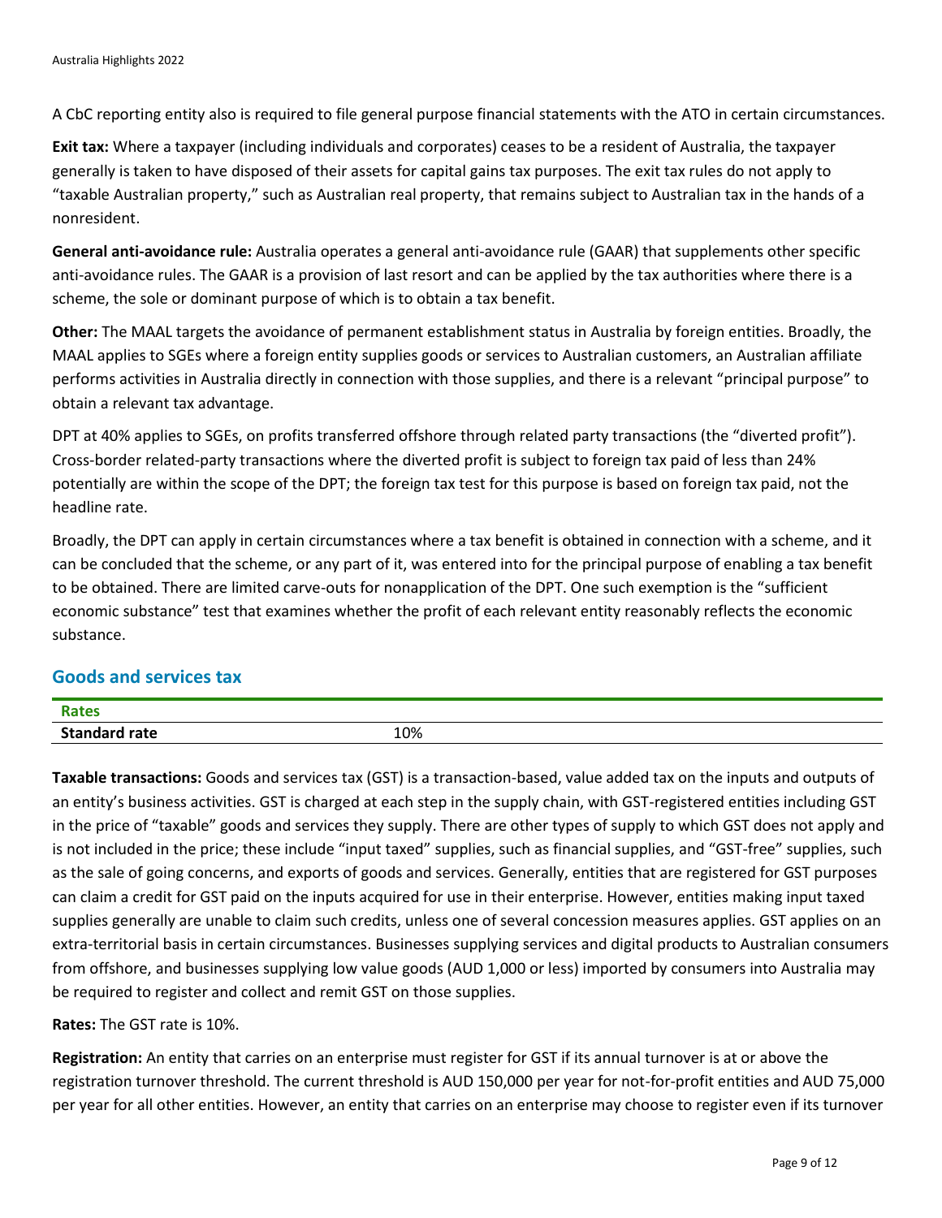A CbC reporting entity also is required to file general purpose financial statements with the ATO in certain circumstances.

**Exit tax:** Where a taxpayer (including individuals and corporates) ceases to be a resident of Australia, the taxpayer generally is taken to have disposed of their assets for capital gains tax purposes. The exit tax rules do not apply to "taxable Australian property," such as Australian real property, that remains subject to Australian tax in the hands of a nonresident.

**General anti-avoidance rule:** Australia operates a general anti-avoidance rule (GAAR) that supplements other specific anti-avoidance rules. The GAAR is a provision of last resort and can be applied by the tax authorities where there is a scheme, the sole or dominant purpose of which is to obtain a tax benefit.

**Other:** The MAAL targets the avoidance of permanent establishment status in Australia by foreign entities. Broadly, the MAAL applies to SGEs where a foreign entity supplies goods or services to Australian customers, an Australian affiliate performs activities in Australia directly in connection with those supplies, and there is a relevant "principal purpose" to obtain a relevant tax advantage.

DPT at 40% applies to SGEs, on profits transferred offshore through related party transactions (the "diverted profit"). Cross-border related-party transactions where the diverted profit is subject to foreign tax paid of less than 24% potentially are within the scope of the DPT; the foreign tax test for this purpose is based on foreign tax paid, not the headline rate.

Broadly, the DPT can apply in certain circumstances where a tax benefit is obtained in connection with a scheme, and it can be concluded that the scheme, or any part of it, was entered into for the principal purpose of enabling a tax benefit to be obtained. There are limited carve-outs for nonapplication of the DPT. One such exemption is the "sufficient economic substance" test that examines whether the profit of each relevant entity reasonably reflects the economic substance.

## Goods and services tax

| Rates | |
|---|---|
| **Standard rate** | 10% |

**Taxable transactions:** Goods and services tax (GST) is a transaction-based, value added tax on the inputs and outputs of an entity's business activities. GST is charged at each step in the supply chain, with GST-registered entities including GST in the price of "taxable" goods and services they supply. There are other types of supply to which GST does not apply and is not included in the price; these include "input taxed" supplies, such as financial supplies, and "GST-free" supplies, such as the sale of going concerns, and exports of goods and services. Generally, entities that are registered for GST purposes can claim a credit for GST paid on the inputs acquired for use in their enterprise. However, entities making input taxed supplies generally are unable to claim such credits, unless one of several concession measures applies. GST applies on an extra-territorial basis in certain circumstances. Businesses supplying services and digital products to Australian consumers from offshore, and businesses supplying low value goods (AUD 1,000 or less) imported by consumers into Australia may be required to register and collect and remit GST on those supplies.

**Rates:** The GST rate is 10%.

**Registration:** An entity that carries on an enterprise must register for GST if its annual turnover is at or above the registration turnover threshold. The current threshold is AUD 150,000 per year for not-for-profit entities and AUD 75,000 per year for all other entities. However, an entity that carries on an enterprise may choose to register even if its turnover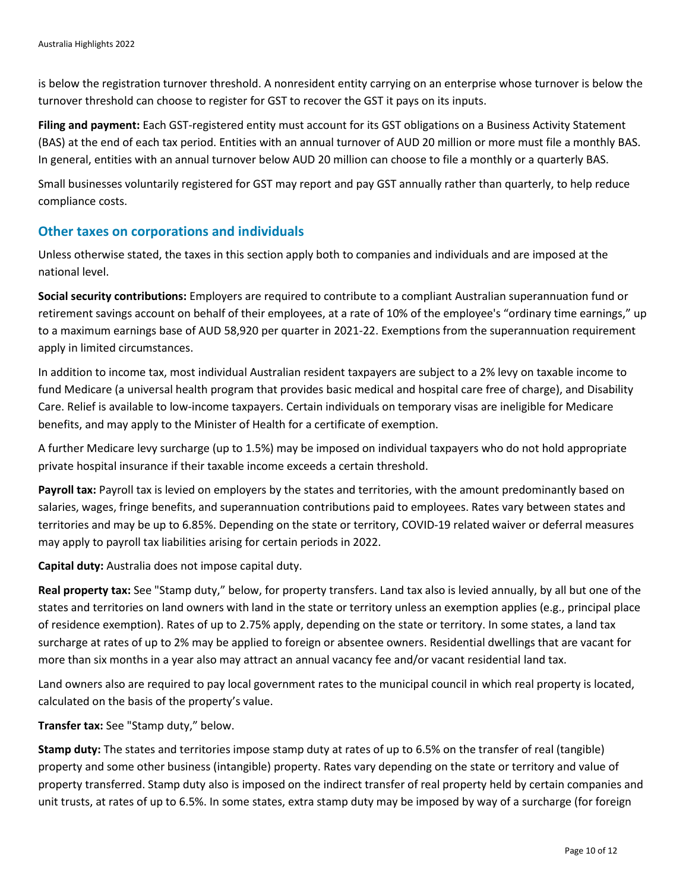is below the registration turnover threshold. A nonresident entity carrying on an enterprise whose turnover is below the turnover threshold can choose to register for GST to recover the GST it pays on its inputs.

**Filing and payment:** Each GST-registered entity must account for its GST obligations on a Business Activity Statement (BAS) at the end of each tax period. Entities with an annual turnover of AUD 20 million or more must file a monthly BAS. In general, entities with an annual turnover below AUD 20 million can choose to file a monthly or a quarterly BAS.

Small businesses voluntarily registered for GST may report and pay GST annually rather than quarterly, to help reduce compliance costs.

## Other taxes on corporations and individuals

Unless otherwise stated, the taxes in this section apply both to companies and individuals and are imposed at the national level.

**Social security contributions:** Employers are required to contribute to a compliant Australian superannuation fund or retirement savings account on behalf of their employees, at a rate of 10% of the employee's "ordinary time earnings," up to a maximum earnings base of AUD 58,920 per quarter in 2021-22. Exemptions from the superannuation requirement apply in limited circumstances.

In addition to income tax, most individual Australian resident taxpayers are subject to a 2% levy on taxable income to fund Medicare (a universal health program that provides basic medical and hospital care free of charge), and Disability Care. Relief is available to low-income taxpayers. Certain individuals on temporary visas are ineligible for Medicare benefits, and may apply to the Minister of Health for a certificate of exemption.

A further Medicare levy surcharge (up to 1.5%) may be imposed on individual taxpayers who do not hold appropriate private hospital insurance if their taxable income exceeds a certain threshold.

**Payroll tax:** Payroll tax is levied on employers by the states and territories, with the amount predominantly based on salaries, wages, fringe benefits, and superannuation contributions paid to employees. Rates vary between states and territories and may be up to 6.85%. Depending on the state or territory, COVID-19 related waiver or deferral measures may apply to payroll tax liabilities arising for certain periods in 2022.

**Capital duty:** Australia does not impose capital duty.

**Real property tax:** See "Stamp duty," below, for property transfers. Land tax also is levied annually, by all but one of the states and territories on land owners with land in the state or territory unless an exemption applies (e.g., principal place of residence exemption). Rates of up to 2.75% apply, depending on the state or territory. In some states, a land tax surcharge at rates of up to 2% may be applied to foreign or absentee owners. Residential dwellings that are vacant for more than six months in a year also may attract an annual vacancy fee and/or vacant residential land tax.

Land owners also are required to pay local government rates to the municipal council in which real property is located, calculated on the basis of the property's value.

**Transfer tax:** See "Stamp duty," below.

**Stamp duty:** The states and territories impose stamp duty at rates of up to 6.5% on the transfer of real (tangible) property and some other business (intangible) property. Rates vary depending on the state or territory and value of property transferred. Stamp duty also is imposed on the indirect transfer of real property held by certain companies and unit trusts, at rates of up to 6.5%. In some states, extra stamp duty may be imposed by way of a surcharge (for foreign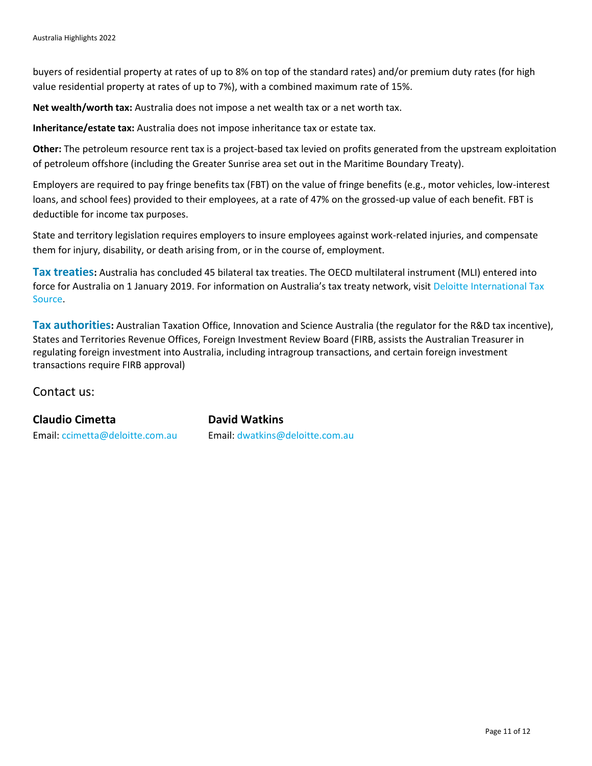buyers of residential property at rates of up to 8% on top of the standard rates) and/or premium duty rates (for high value residential property at rates of up to 7%), with a combined maximum rate of 15%.

**Net wealth/worth tax:** Australia does not impose a net wealth tax or a net worth tax.

**Inheritance/estate tax:** Australia does not impose inheritance tax or estate tax.

**Other:** The petroleum resource rent tax is a project-based tax levied on profits generated from the upstream exploitation of petroleum offshore (including the Greater Sunrise area set out in the Maritime Boundary Treaty).

Employers are required to pay fringe benefits tax (FBT) on the value of fringe benefits (e.g., motor vehicles, low-interest loans, and school fees) provided to their employees, at a rate of 47% on the grossed-up value of each benefit. FBT is deductible for income tax purposes.

State and territory legislation requires employers to insure employees against work-related injuries, and compensate them for injury, disability, or death arising from, or in the course of, employment.

**Tax treaties:** Australia has concluded 45 bilateral tax treaties. The OECD multilateral instrument (MLI) entered into force for Australia on 1 January 2019. For information on Australia's tax treaty network, visit Deloitte International Tax Source.

**Tax authorities:** Australian Taxation Office, Innovation and Science Australia (the regulator for the R&D tax incentive), States and Territories Revenue Offices, Foreign Investment Review Board (FIRB, assists the Australian Treasurer in regulating foreign investment into Australia, including intragroup transactions, and certain foreign investment transactions require FIRB approval)

## Contact us:

**Claudio Cimetta**
Email: ccimetta@deloitte.com.au

**David Watkins**
Email: dwatkins@deloitte.com.au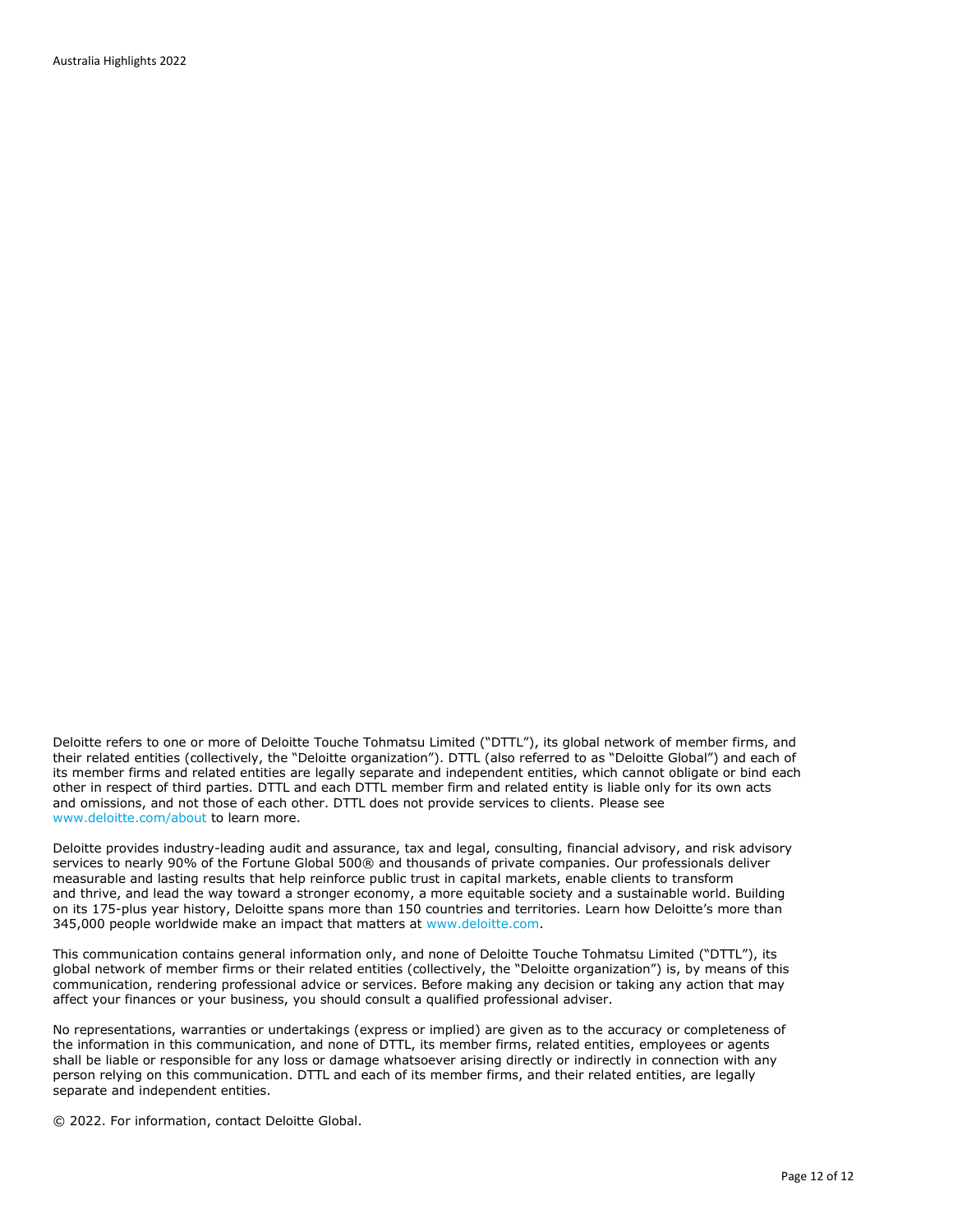Deloitte refers to one or more of Deloitte Touche Tohmatsu Limited ("DTTL"), its global network of member firms, and their related entities (collectively, the "Deloitte organization"). DTTL (also referred to as "Deloitte Global") and each of its member firms and related entities are legally separate and independent entities, which cannot obligate or bind each other in respect of third parties. DTTL and each DTTL member firm and related entity is liable only for its own acts and omissions, and not those of each other. DTTL does not provide services to clients. Please see www.deloitte.com/about to learn more.

Deloitte provides industry-leading audit and assurance, tax and legal, consulting, financial advisory, and risk advisory services to nearly 90% of the Fortune Global 500® and thousands of private companies. Our professionals deliver measurable and lasting results that help reinforce public trust in capital markets, enable clients to transform and thrive, and lead the way toward a stronger economy, a more equitable society and a sustainable world. Building on its 175-plus year history, Deloitte spans more than 150 countries and territories. Learn how Deloitte's more than 345,000 people worldwide make an impact that matters at www.deloitte.com.

This communication contains general information only, and none of Deloitte Touche Tohmatsu Limited ("DTTL"), its global network of member firms or their related entities (collectively, the "Deloitte organization") is, by means of this communication, rendering professional advice or services. Before making any decision or taking any action that may affect your finances or your business, you should consult a qualified professional adviser.

No representations, warranties or undertakings (express or implied) are given as to the accuracy or completeness of the information in this communication, and none of DTTL, its member firms, related entities, employees or agents shall be liable or responsible for any loss or damage whatsoever arising directly or indirectly in connection with any person relying on this communication. DTTL and each of its member firms, and their related entities, are legally separate and independent entities.

© 2022. For information, contact Deloitte Global.